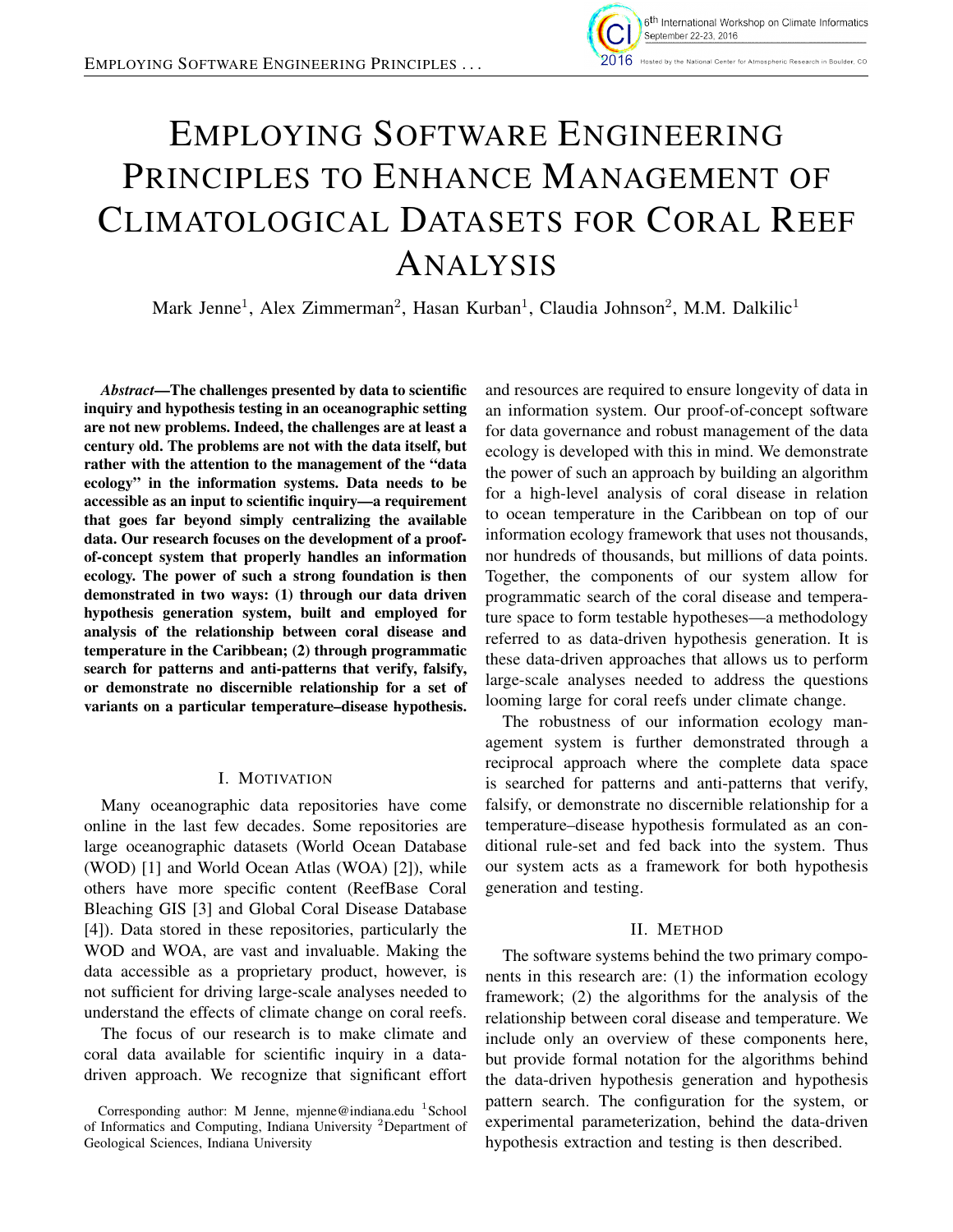# Employing Software Engineering Principles to Enhance Management of Climatological Datasets for Coral Reef Analysis

Mark Jenne[1], Alex Zimmerman[2], Hasan Kurban[1], Claudia Johnson[2], M.M. Dalkilic[1]

***Abstract*—The challenges presented by data to scientific inquiry and hypothesis testing in an oceanographic setting are not new problems. Indeed, the challenges are at least a century old. The problems are not with the data itself, but rather with the attention to the management of the "data ecology" in the information systems. Data needs to be accessible as an input to scientific inquiry—a requirement that goes far beyond simply centralizing the available data. Our research focuses on the development of a proof-of-concept system that properly handles an information ecology. The power of such a strong foundation is then demonstrated in two ways: (1) through our data driven hypothesis generation system, built and employed for analysis of the relationship between coral disease and temperature in the Caribbean; (2) through programmatic search for patterns and anti-patterns that verify, falsify, or demonstrate no discernible relationship for a set of variants on a particular temperature–disease hypothesis.**

## I. Motivation

Many oceanographic data repositories have come online in the last few decades. Some repositories are large oceanographic datasets (World Ocean Database (WOD) [1] and World Ocean Atlas (WOA) [2]), while others have more specific content (ReefBase Coral Bleaching GIS [3] and Global Coral Disease Database [4]). Data stored in these repositories, particularly the WOD and WOA, are vast and invaluable. Making the data accessible as a proprietary product, however, is not sufficient for driving large-scale analyses needed to understand the effects of climate change on coral reefs.

The focus of our research is to make climate and coral data available for scientific inquiry in a data-driven approach. We recognize that significant effort and resources are required to ensure longevity of data in an information system. Our proof-of-concept software for data governance and robust management of the data ecology is developed with this in mind. We demonstrate the power of such an approach by building an algorithm for a high-level analysis of coral disease in relation to ocean temperature in the Caribbean on top of our information ecology framework that uses not thousands, nor hundreds of thousands, but millions of data points. Together, the components of our system allow for programmatic search of the coral disease and temperature space to form testable hypotheses—a methodology referred to as data-driven hypothesis generation. It is these data-driven approaches that allows us to perform large-scale analyses needed to address the questions looming large for coral reefs under climate change.

The robustness of our information ecology management system is further demonstrated through a reciprocal approach where the complete data space is searched for patterns and anti-patterns that verify, falsify, or demonstrate no discernible relationship for a temperature–disease hypothesis formulated as an conditional rule-set and fed back into the system. Thus our system acts as a framework for both hypothesis generation and testing.

## II. Method

The software systems behind the two primary components in this research are: (1) the information ecology framework; (2) the algorithms for the analysis of the relationship between coral disease and temperature. We include only an overview of these components here, but provide formal notation for the algorithms behind the data-driven hypothesis generation and hypothesis pattern search. The configuration for the system, or experimental parameterization, behind the data-driven hypothesis extraction and testing is then described.

Corresponding author: M Jenne, mjenne@indiana.edu [1]School of Informatics and Computing, Indiana University [2]Department of Geological Sciences, Indiana University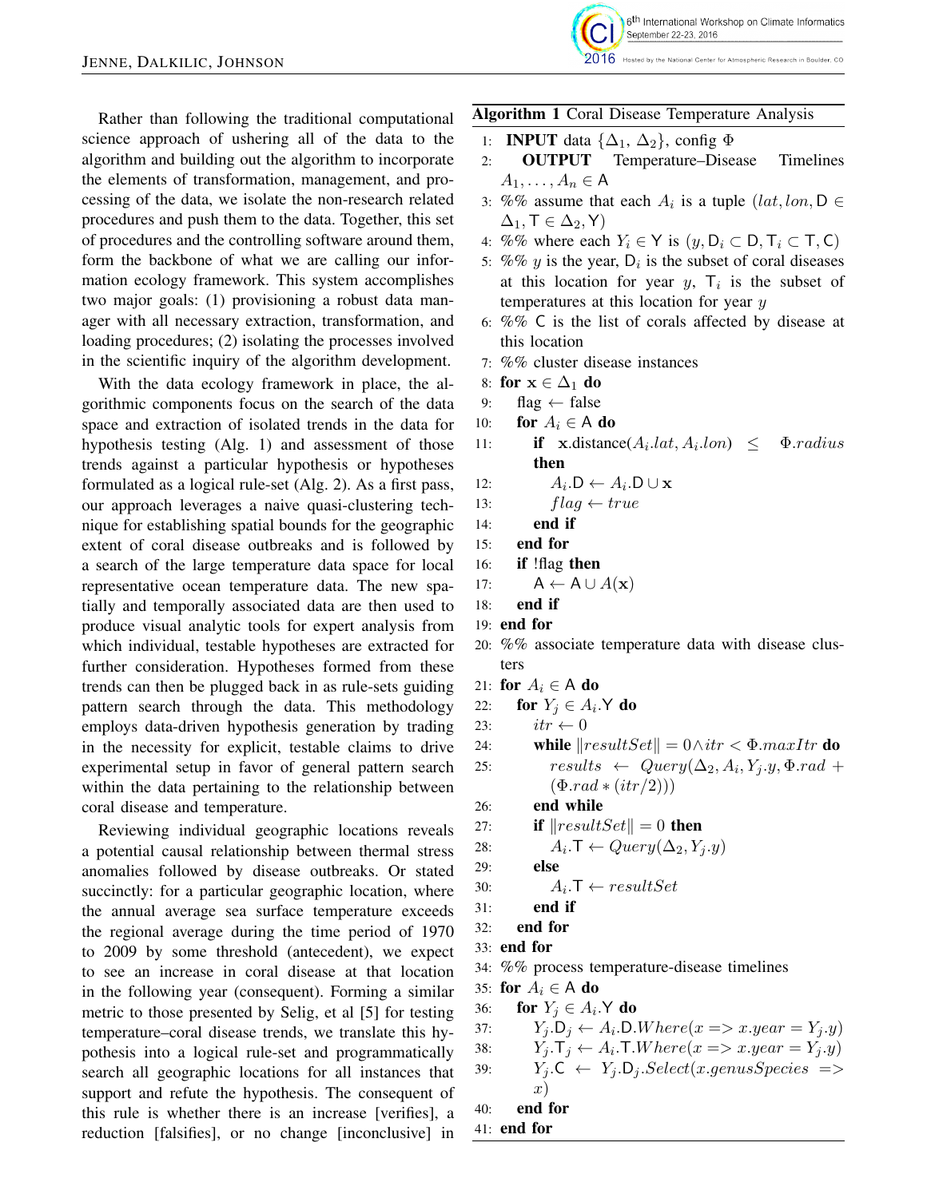Rather than following the traditional computational science approach of ushering all of the data to the algorithm and building out the algorithm to incorporate the elements of transformation, management, and processing of the data, we isolate the non-research related procedures and push them to the data. Together, this set of procedures and the controlling software around them, form the backbone of what we are calling our information ecology framework. This system accomplishes two major goals: (1) provisioning a robust data manager with all necessary extraction, transformation, and loading procedures; (2) isolating the processes involved in the scientific inquiry of the algorithm development.

With the data ecology framework in place, the algorithmic components focus on the search of the data space and extraction of isolated trends in the data for hypothesis testing (Alg. 1) and assessment of those trends against a particular hypothesis or hypotheses formulated as a logical rule-set (Alg. 2). As a first pass, our approach leverages a naive quasi-clustering technique for establishing spatial bounds for the geographic extent of coral disease outbreaks and is followed by a search of the large temperature data space for local representative ocean temperature data. The new spatially and temporally associated data are then used to produce visual analytic tools for expert analysis from which individual, testable hypotheses are extracted for further consideration. Hypotheses formed from these trends can then be plugged back in as rule-sets guiding pattern search through the data. This methodology employs data-driven hypothesis generation by trading in the necessity for explicit, testable claims to drive experimental setup in favor of general pattern search within the data pertaining to the relationship between coral disease and temperature.

Reviewing individual geographic locations reveals a potential causal relationship between thermal stress anomalies followed by disease outbreaks. Or stated succinctly: for a particular geographic location, where the annual average sea surface temperature exceeds the regional average during the time period of 1970 to 2009 by some threshold (antecedent), we expect to see an increase in coral disease at that location in the following year (consequent). Forming a similar metric to those presented by Selig, et al [5] for testing temperature–coral disease trends, we translate this hypothesis into a logical rule-set and programmatically search all geographic locations for all instances that support and refute the hypothesis. The consequent of this rule is whether there is an increase [verifies], a reduction [falsifies], or no change [inconclusive] in

**Algorithm 1** Coral Disease Temperature Analysis

```
1:  INPUT data {Δ1, Δ2}, config Φ
2:  OUTPUT Temperature–Disease Timelines A1, ..., An ∈ A
3:  %% assume that each Ai is a tuple (lat, lon, D ∈ Δ1, T ∈ Δ2, Y)
4:  %% where each Yi ∈ Y is (y, Di ⊂ D, Ti ⊂ T, C)
5:  %% y is the year, Di is the subset of coral diseases at this location for year y, Ti is the subset of temperatures at this location for year y
6:  %% C is the list of corals affected by disease at this location
7:  %% cluster disease instances
8:  for x ∈ Δ1 do
9:      flag ← false
10:     for Ai ∈ A do
11:         if x.distance(Ai.lat, Ai.lon) ≤ Φ.radius then
12:             Ai.D ← Ai.D ∪ x
13:             flag ← true
14:         end if
15:     end for
16:     if !flag then
17:         A ← A ∪ A(x)
18:     end if
19: end for
20: %% associate temperature data with disease clusters
21: for Ai ∈ A do
22:     for Yj ∈ Ai.Y do
23:         itr ← 0
24:         while ||resultSet|| = 0 ∧ itr < Φ.maxItr do
25:             results ← Query(Δ2, Ai, Yj.y, Φ.rad + (Φ.rad * (itr/2)))
26:         end while
27:         if ||resultSet|| = 0 then
28:             Ai.T ← Query(Δ2, Yj.y)
29:         else
30:             Ai.T ← resultSet
31:         end if
32:     end for
33: end for
34: %% process temperature-disease timelines
35: for Ai ∈ A do
36:     for Yj ∈ Ai.Y do
37:         Yj.Dj ← Ai.D.Where(x => x.year = Yj.y)
38:         Yj.Tj ← Ai.T.Where(x => x.year = Yj.y)
39:         Yj.C ← Yj.Dj.Select(x.genusSpecies => x)
40:     end for
41: end for
```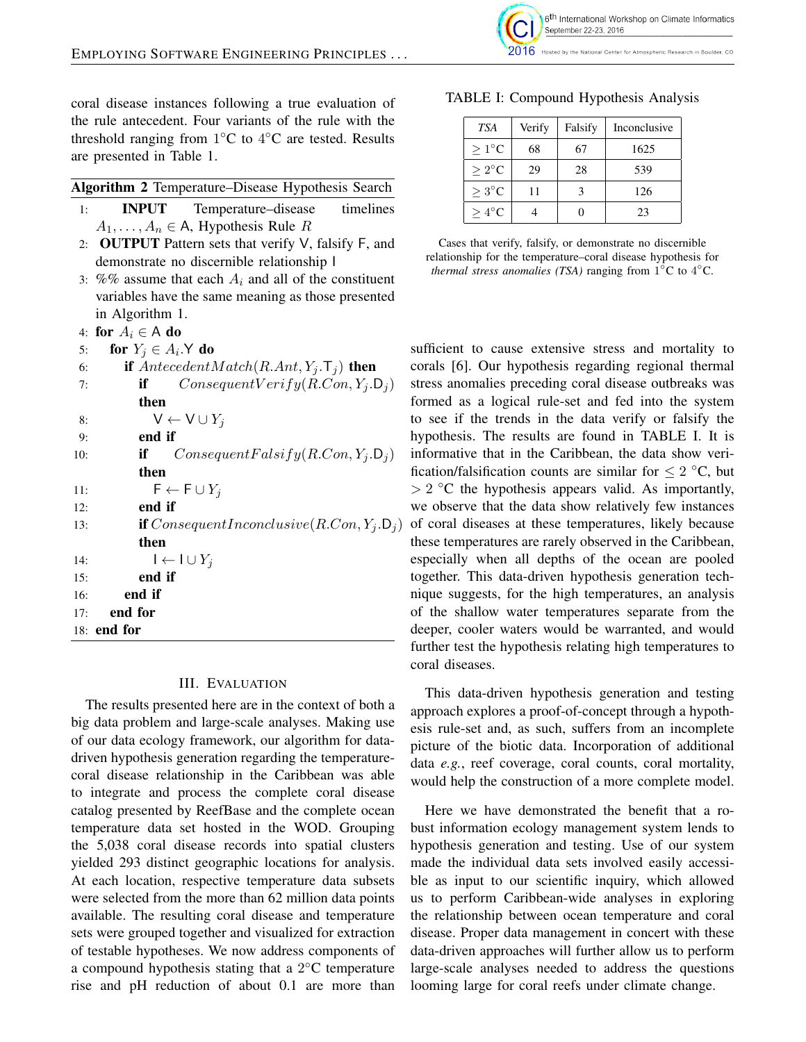coral disease instances following a true evaluation of the rule antecedent. Four variants of the rule with the threshold ranging from 1°C to 4°C are tested. Results are presented in Table 1.

**Algorithm 2** Temperature–Disease Hypothesis Search

```
1:  INPUT Temperature–disease timelines A_1, ..., A_n ∈ A, Hypothesis Rule R
2:  OUTPUT Pattern sets that verify V, falsify F, and demonstrate no discernible relationship I
3:  %% assume that each A_i and all of the constituent variables have the same meaning as those presented in Algorithm 1.
4:  for A_i ∈ A do
5:    for Y_j ∈ A_i.Y do
6:      if AntecedentMatch(R.Ant, Y_j.T_j) then
7:        if ConsequentVerify(R.Con, Y_j.D_j) then
8:          V ← V ∪ Y_j
9:        end if
10:       if ConsequentFalsify(R.Con, Y_j.D_j) then
11:         F ← F ∪ Y_j
12:       end if
13:       if ConsequentInconclusive(R.Con, Y_j.D_j) then
14:         I ← I ∪ Y_j
15:       end if
16:     end if
17:   end for
18: end for
```

## III. Evaluation

The results presented here are in the context of both a big data problem and large-scale analyses. Making use of our data ecology framework, our algorithm for data-driven hypothesis generation regarding the temperature-coral disease relationship in the Caribbean was able to integrate and process the complete coral disease catalog presented by ReefBase and the complete ocean temperature data set hosted in the WOD. Grouping the 5,038 coral disease records into spatial clusters yielded 293 distinct geographic locations for analysis. At each location, respective temperature data subsets were selected from the more than 62 million data points available. The resulting coral disease and temperature sets were grouped together and visualized for extraction of testable hypotheses. We now address components of a compound hypothesis stating that a 2°C temperature rise and pH reduction of about 0.1 are more than sufficient to cause extensive stress and mortality to corals [6]. Our hypothesis regarding regional thermal stress anomalies preceding coral disease outbreaks was formed as a logical rule-set and fed into the system to see if the trends in the data verify or falsify the hypothesis. The results are found in TABLE I. It is informative that in the Caribbean, the data show verification/falsification counts are similar for $\leq 2$ °C, but $> 2$ °C the hypothesis appears valid. As importantly, we observe that the data show relatively few instances of coral diseases at these temperatures, likely because these temperatures are rarely observed in the Caribbean, especially when all depths of the ocean are pooled together. This data-driven hypothesis generation technique suggests, for the high temperatures, an analysis of the shallow water temperatures separate from the deeper, cooler waters would be warranted, and would further test the hypothesis relating high temperatures to coral diseases.

TABLE I: Compound Hypothesis Analysis

| *TSA* | Verify | Falsify | Inconclusive |
|---|---|---|---|
| $\geq 1$°C | 68 | 67 | 1625 |
| $\geq 2$°C | 29 | 28 | 539 |
| $\geq 3$°C | 11 | 3 | 126 |
| $\geq 4$°C | 4 | 0 | 23 |

Cases that verify, falsify, or demonstrate no discernible relationship for the temperature–coral disease hypothesis for *thermal stress anomalies (TSA)* ranging from 1°C to 4°C.

This data-driven hypothesis generation and testing approach explores a proof-of-concept through a hypothesis rule-set and, as such, suffers from an incomplete picture of the biotic data. Incorporation of additional data *e.g.*, reef coverage, coral counts, coral mortality, would help the construction of a more complete model.

Here we have demonstrated the benefit that a robust information ecology management system lends to hypothesis generation and testing. Use of our system made the individual data sets involved easily accessible as input to our scientific inquiry, which allowed us to perform Caribbean-wide analyses in exploring the relationship between ocean temperature and coral disease. Proper data management in concert with these data-driven approaches will further allow us to perform large-scale analyses needed to address the questions looming large for coral reefs under climate change.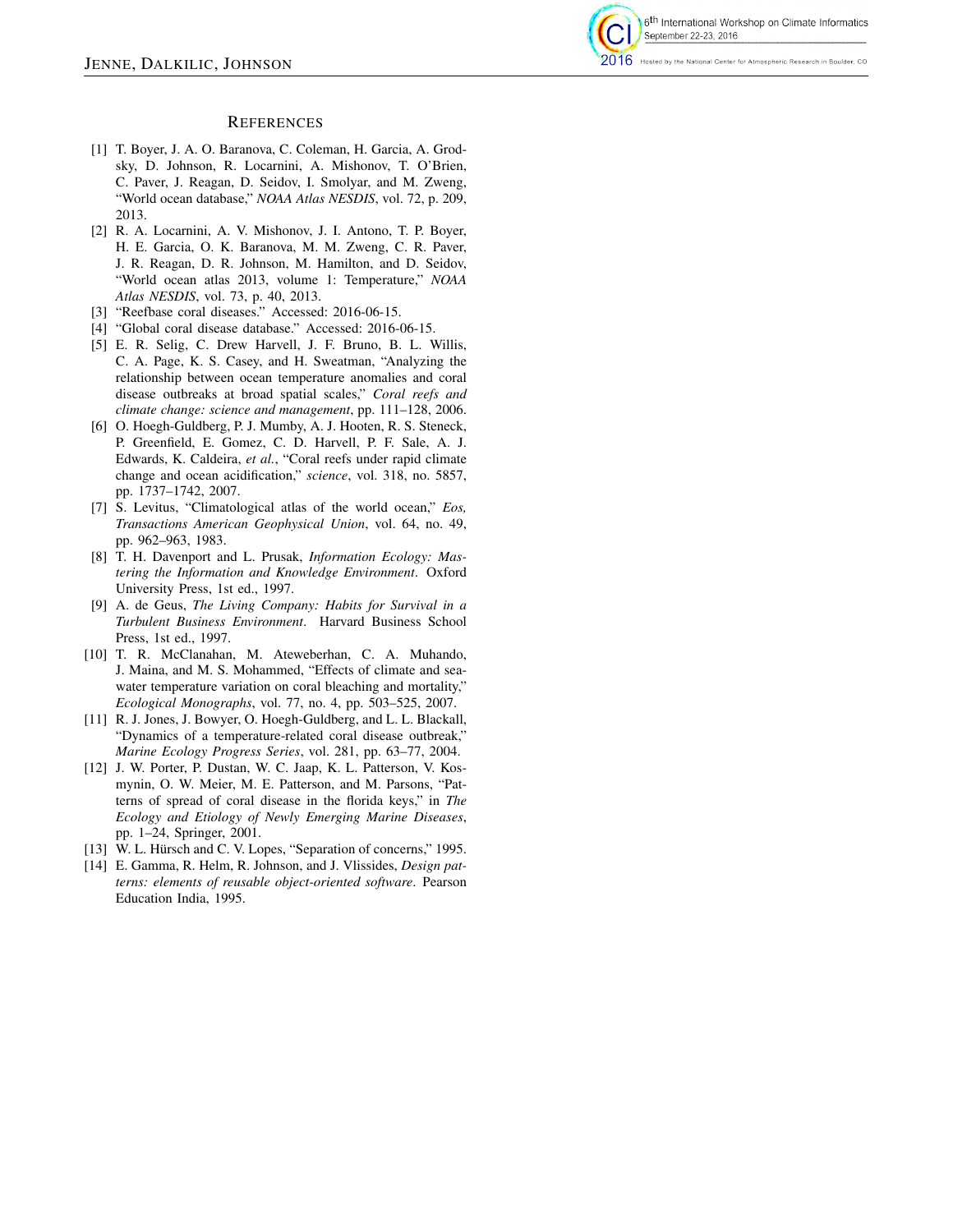## References

[1] T. Boyer, J. A. O. Baranova, C. Coleman, H. Garcia, A. Grodsky, D. Johnson, R. Locarnini, A. Mishonov, T. O'Brien, C. Paver, J. Reagan, D. Seidov, I. Smolyar, and M. Zweng, "World ocean database," *NOAA Atlas NESDIS*, vol. 72, p. 209, 2013.

[2] R. A. Locarnini, A. V. Mishonov, J. I. Antono, T. P. Boyer, H. E. Garcia, O. K. Baranova, M. M. Zweng, C. R. Paver, J. R. Reagan, D. R. Johnson, M. Hamilton, and D. Seidov, "World ocean atlas 2013, volume 1: Temperature," *NOAA Atlas NESDIS*, vol. 73, p. 40, 2013.

[3] "Reefbase coral diseases." Accessed: 2016-06-15.

[4] "Global coral disease database." Accessed: 2016-06-15.

[5] E. R. Selig, C. Drew Harvell, J. F. Bruno, B. L. Willis, C. A. Page, K. S. Casey, and H. Sweatman, "Analyzing the relationship between ocean temperature anomalies and coral disease outbreaks at broad spatial scales," *Coral reefs and climate change: science and management*, pp. 111–128, 2006.

[6] O. Hoegh-Guldberg, P. J. Mumby, A. J. Hooten, R. S. Steneck, P. Greenfield, E. Gomez, C. D. Harvell, P. F. Sale, A. J. Edwards, K. Caldeira, *et al.*, "Coral reefs under rapid climate change and ocean acidification," *science*, vol. 318, no. 5857, pp. 1737–1742, 2007.

[7] S. Levitus, "Climatological atlas of the world ocean," *Eos, Transactions American Geophysical Union*, vol. 64, no. 49, pp. 962–963, 1983.

[8] T. H. Davenport and L. Prusak, *Information Ecology: Mastering the Information and Knowledge Environment*. Oxford University Press, 1st ed., 1997.

[9] A. de Geus, *The Living Company: Habits for Survival in a Turbulent Business Environment*. Harvard Business School Press, 1st ed., 1997.

[10] T. R. McClanahan, M. Ateweberhan, C. A. Muhando, J. Maina, and M. S. Mohammed, "Effects of climate and seawater temperature variation on coral bleaching and mortality," *Ecological Monographs*, vol. 77, no. 4, pp. 503–525, 2007.

[11] R. J. Jones, J. Bowyer, O. Hoegh-Guldberg, and L. L. Blackall, "Dynamics of a temperature-related coral disease outbreak," *Marine Ecology Progress Series*, vol. 281, pp. 63–77, 2004.

[12] J. W. Porter, P. Dustan, W. C. Jaap, K. L. Patterson, V. Kosmynin, O. W. Meier, M. E. Patterson, and M. Parsons, "Patterns of spread of coral disease in the florida keys," in *The Ecology and Etiology of Newly Emerging Marine Diseases*, pp. 1–24, Springer, 2001.

[13] W. L. Hürsch and C. V. Lopes, "Separation of concerns," 1995.

[14] E. Gamma, R. Helm, R. Johnson, and J. Vlissides, *Design patterns: elements of reusable object-oriented software*. Pearson Education India, 1995.